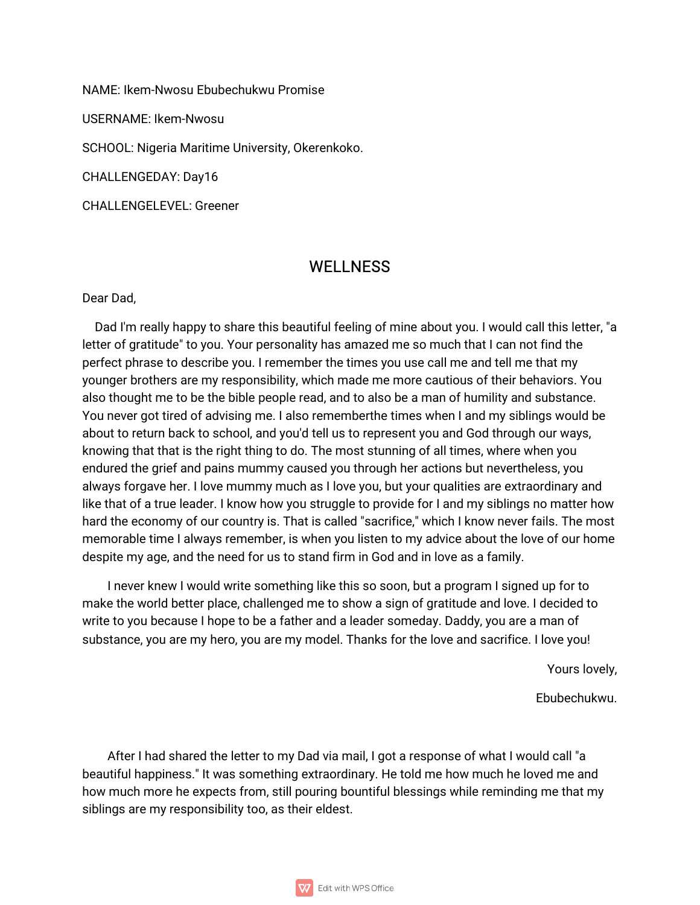NAME: Ikem-Nwosu Ebubechukwu Promise

USERNAME: Ikem-Nwosu

SCHOOL: Nigeria Maritime University, Okerenkoko.

CHALLENGEDAY: Day16

CHALLENGELEVEL: Greener

## WELLNESS

Dear Dad,

Dad I'm really happy to share this beautiful feeling of mine about you. I would call this letter, "a letter of gratitude" to you. Your personality has amazed me so much that I can not find the perfect phrase to describe you. I remember the times you use call me and tell me that my younger brothers are my responsibility, which made me more cautious of their behaviors. You also thought me to be the bible people read, and to also be a man of humility and substance. You never got tired of advising me. I also rememberthe times when I and my siblings would be about to return back to school, and you'd tell us to represent you and God through our ways, knowing that that is the right thing to do. The most stunning of all times, where when you endured the grief and pains mummy caused you through her actions but nevertheless, you always forgave her. I love mummy much as I love you, but your qualities are extraordinary and like that of a true leader. I know how you struggle to provide for I and my siblings no matter how hard the economy of our country is. That is called "sacrifice," which I know never fails. The most memorable time I always remember, is when you listen to my advice about the love of our home despite my age, and the need for us to stand firm in God and in love as a family.

I never knew I would write something like this so soon, but a program I signed up for to make the world better place, challenged me to show a sign of gratitude and love. I decided to write to you because I hope to be a father and a leader someday. Daddy, you are a man of substance, you are my hero, you are my model. Thanks for the love and sacrifice. I love you!

Yours lovely,

Ebubechukwu.

After I had shared the letter to my Dad via mail, I got a response of what I would call "a beautiful happiness." It was something extraordinary. He told me how much he loved me and how much more he expects from, still pouring bountiful blessings while reminding me that my siblings are my responsibility too, as their eldest.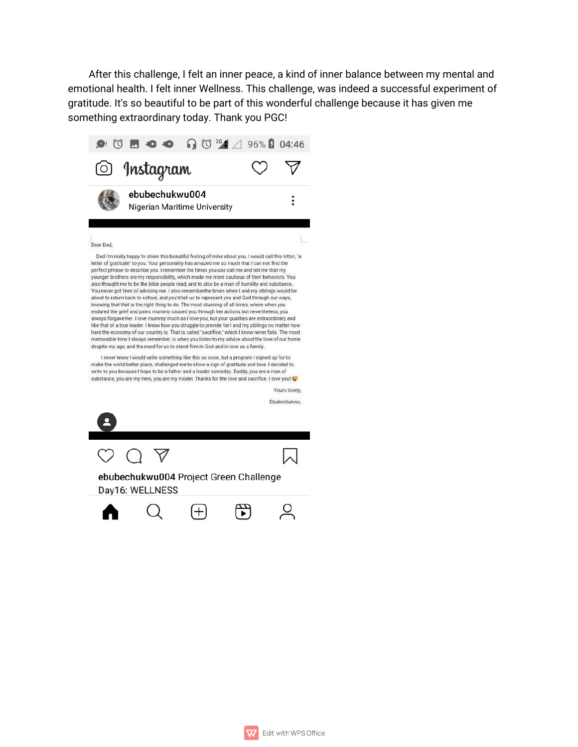After this challenge, I felt an inner peace, a kind of inner balance between my mental and emotional health. I felt inner Wellness. This challenge, was indeed a successful experiment of gratitude. It's so beautiful to be part of this wonderful challenge because it has given me something extraordinary today. Thank you PGC!

96% 04:46

Instagram

ebubechukwu004
Nigerian Maritime University

Dear Dad,

Dad I'm really happy to share this beautiful feeling of mine about you. I would call this letter, 'a letter of gratitude' to you. Your personality has amazed me so much that I can not find the perfect phrase to describe you. I remember the times you use call me and tell me that my younger brothers are my responsibility, which made me more cautious of their behaviors. You also thought me to be the bible people read, and to also be a man of humility and substance. You never got tired of advising me. I also rememberthe times when I and my siblings would be about to return back to school, and you'd tell us to represent you and God through our ways, knowing that that is the right thing to do. The most stunning of all times, where when you endured the grief and pains mummy caused you through her actions but nevertheless, you always forgave her. I love mummy much as I love you, but your qualities are extraordinary and like that of a true leader. I know how you struggle to provide for I and my siblings no matter how hard the economy of our country is. That is called "sacrifice," which I know never fails. The most memorable time I always remember, is when you listen to my advice about the love of our home despite my age, and the need for us to stand firm in God and in love as a family.

I never knew I would write something like this so soon, but a program I signed up for to make the world better place, challenged me to show a sign of gratitude and love. I decided to write to you because I hope to be a father and a leader someday. Daddy, you are a man of substance, you are my hero, you are my model. Thanks for the love and sacrifice. I love you! 😍

Yours lovely,

Ebubechukwu.

ebubechukwu004 Project Green Challenge
Day16: WELLNESS